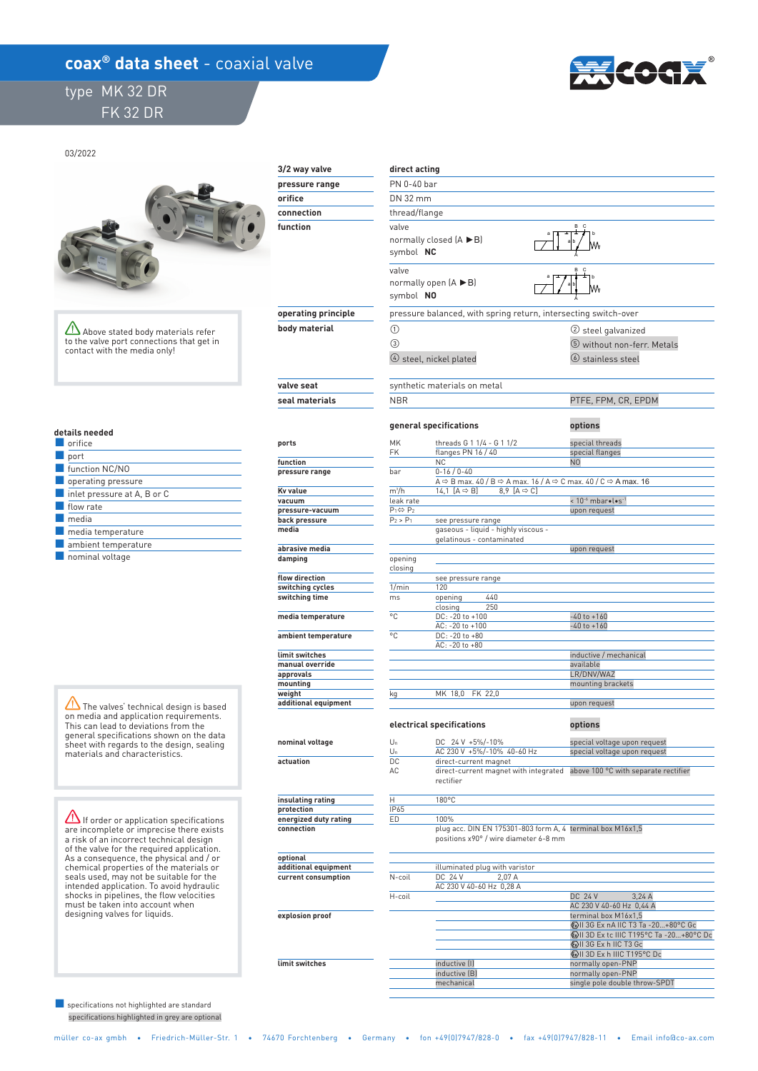# coax® data sheet - coaxial valve

## type MK 32 DR
## FK 32 DR

03/2022

⚠ Above stated body materials refer to the valve port connections that get in contact with the media only!

| | |
|---|---|
| **3/2 way valve** | **direct acting** |
| **pressure range** | PN 0-40 bar |
| **orifice** | DN 32 mm |
| **connection** | thread/flange |
| **function** | valve<br>normally closed (A ► B)<br>symbol **NC** |
| | valve<br>normally open (A ► B)<br>symbol **NO** |
| **operating principle** | pressure balanced, with spring return, intersecting switch-over |
| **body material** | ① / ② steel galvanized / ③ / ⑤ without non-ferr. Metals / ④ steel, nickel plated / ⑥ stainless steel |
| **valve seat** | synthetic materials on metal |
| **seal materials** | NBR / PTFE, FPM, CR, EPDM |

### details needed

- orifice
- port
- function NC/NO
- operating pressure
- inlet pressure at A, B or C
- flow rate
- media
- media temperature
- ambient temperature
- nominal voltage

### general specifications

| | | | options |
|---|---|---|---|
| **ports** | MK | threads G 1 1/4 - G 1 1/2 | special threads |
| | FK | flanges PN 16 / 40 | special flanges |
| **function** | | NC | NO |
| **pressure range** | bar | 0-16 / 0-40 | |
| | | A ⇨ B max. 40 / B ⇨ A max. 16 / A ⇨ C max. 40 / C ⇨ A max. 16 | |
| **Kv value** | m³/h | 14,1 (A ⇨ B) 8,9 (A ⇨ C) | |
| **vacuum** | leak rate | | < $10^{-6}$ mbar•l•s⁻¹ |
| **pressure-vacuum** | $P_1 \Leftrightarrow P_2$ | | upon request |
| **back pressure** | $P_2 > P_1$ | see pressure range | |
| **media** | | gaseous - liquid - highly viscous - gelatinous - contaminated | |
| **abrasive media** | | | upon request |
| **damping** | opening<br>closing | | |
| **flow direction** | | see pressure range | |
| **switching cycles** | 1/min | 120 | |
| **switching time** | ms | opening 440<br>closing 250 | |
| **media temperature** | °C | DC: -20 to +100 | -40 to +160 |
| | | AC: -20 to +100 | -40 to +160 |
| **ambient temperature** | °C | DC: -20 to +80<br>AC: -20 to +80 | |
| **limit switches** | | | inductive / mechanical |
| **manual override** | | | available |
| **approvals** | | | LR/DNV/WAZ |
| **mounting** | | | mounting brackets |
| **weight** | kg | MK 18,0 FK 22,0 | |
| **additional equipment** | | | upon request |

⚠ The valves' technical design is based on media and application requirements. This can lead to deviations from the general specifications shown on the data sheet with regards to the design, sealing materials and characteristics.

⚠ If order or application specifications are incomplete or imprecise there exists a risk of an incorrect technical design of the valve for the required application. As a consequence, the physical and / or chemical properties of the materials or seals used, may not be suitable for the intended application. To avoid hydraulic shocks in pipelines, the flow velocities must be taken into account when designing valves for liquids.

### electrical specifications

| | | | options |
|---|---|---|---|
| **nominal voltage** | $U_n$ | DC 24 V +5%/-10% | special voltage upon request |
| | $U_n$ | AC 230 V +5%/-10% 40-60 Hz | special voltage upon request |
| **actuation** | DC | direct-current magnet | |
| | AC | direct-current magnet with integrated rectifier | above 100 °C with separate rectifier |
| **insulating rating** | H | 180°C | |
| **protection** | IP65 | | |
| **energized duty rating** | ED | 100% | |
| **connection** | | plug acc. DIN EN 175301-803 form A, 4 positions x90° / wire diameter 6-8 mm | terminal box M16x1,5 |
| **optional additional equipment** | | illuminated plug with varistor | |
| **current consumption** | N-coil | DC 24 V 2,07 A<br>AC 230 V 40-60 Hz 0,28 A | |
| | H-coil | | DC 24 V 3,24 A<br>AC 230 V 40-60 Hz 0,44 A |
| **explosion proof** | | | terminal box M16x1,5 |
| | | | Ⓔx II 3G Ex nA IIC T3 Ta -20...+80°C Gc |
| | | | Ⓔx II 3D Ex tc IIIC T195°C Ta -20...+80°C Dc |
| | | | Ⓔx II 3G Ex h IIC T3 Gc |
| | | | Ⓔx II 3D Ex h IIIC T195°C Dc |
| **limit switches** | | inductive (I) | normally open-PNP |
| | | inductive (B) | normally open-PNP |
| | | mechanical | single pole double throw-SPDT |

specifications not highlighted are standard
specifications highlighted in grey are optional

müller co-ax gmbh • Friedrich-Müller-Str. 1 • 74670 Forchtenberg • Germany • fon +49(0)7947/828-0 • fax +49(0)7947/828-11 • Email info@co-ax.com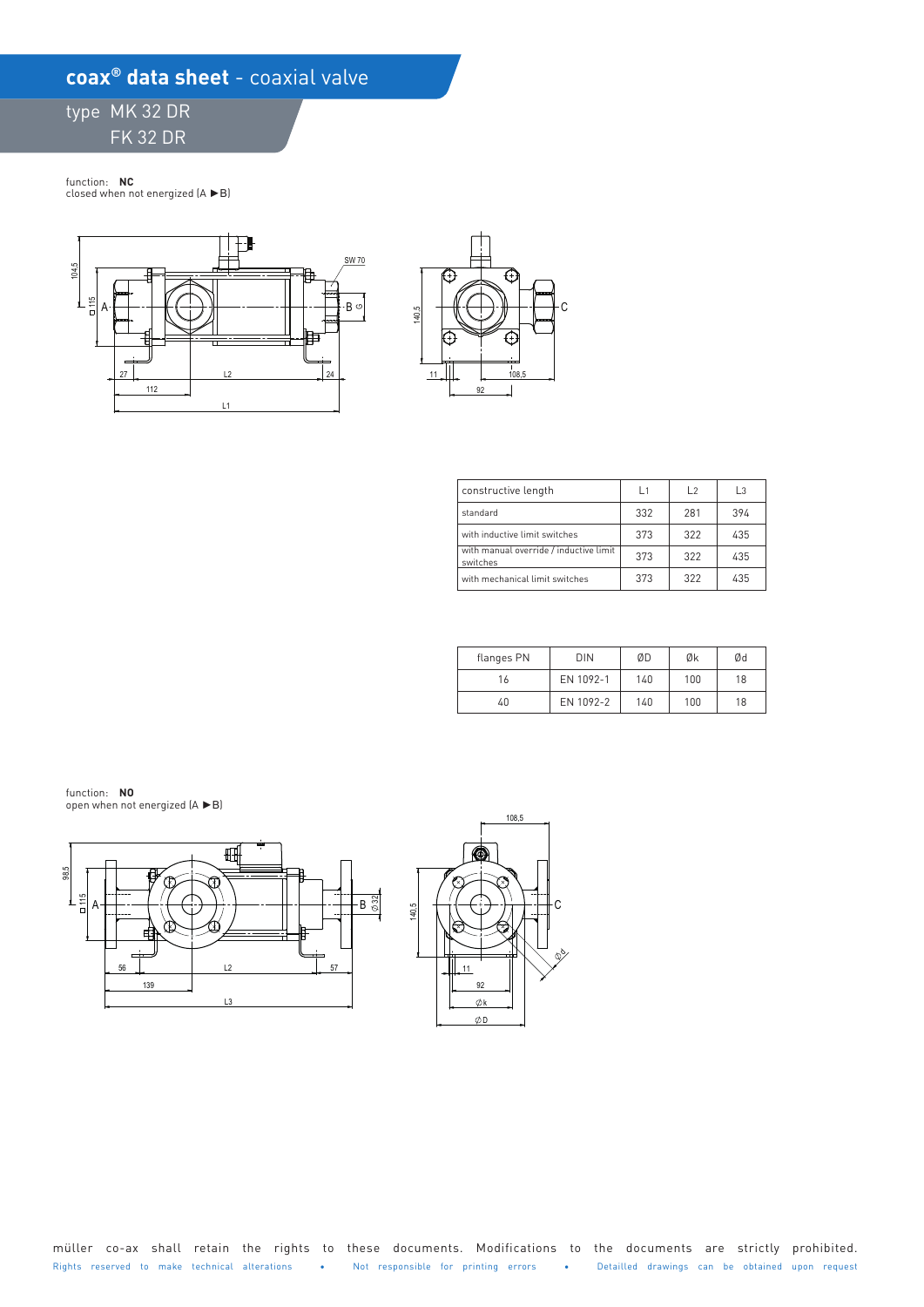# coax® data sheet - coaxial valve

## type MK 32 DR
## FK 32 DR

function: **NC**
closed when not energized (A ►B)

104,5
115
A
B
G
SW 70
27
L2
24
112
L1
140,5
C
11
108,5
92

| constructive length | L1 | L2 | L3 |
|---|---|---|---|
| standard | 332 | 281 | 394 |
| with inductive limit switches | 373 | 322 | 435 |
| with manual override / inductive limit switches | 373 | 322 | 435 |
| with mechanical limit switches | 373 | 322 | 435 |

| flanges PN | DIN | ØD | Øk | Ød |
|---|---|---|---|---|
| 16 | EN 1092-1 | 140 | 100 | 18 |
| 40 | EN 1092-2 | 140 | 100 | 18 |

function: **NO**
open when not energized (A ►B)

98,5
115
A
B
Ø32
56
L2
57
139
L3
108,5
140,5
C
Ød
11
92
Øk
ØD

müller co-ax shall retain the rights to these documents. Modifications to the documents are strictly prohibited.
Rights reserved to make technical alterations • Not responsible for printing errors • Detailled drawings can be obtained upon request